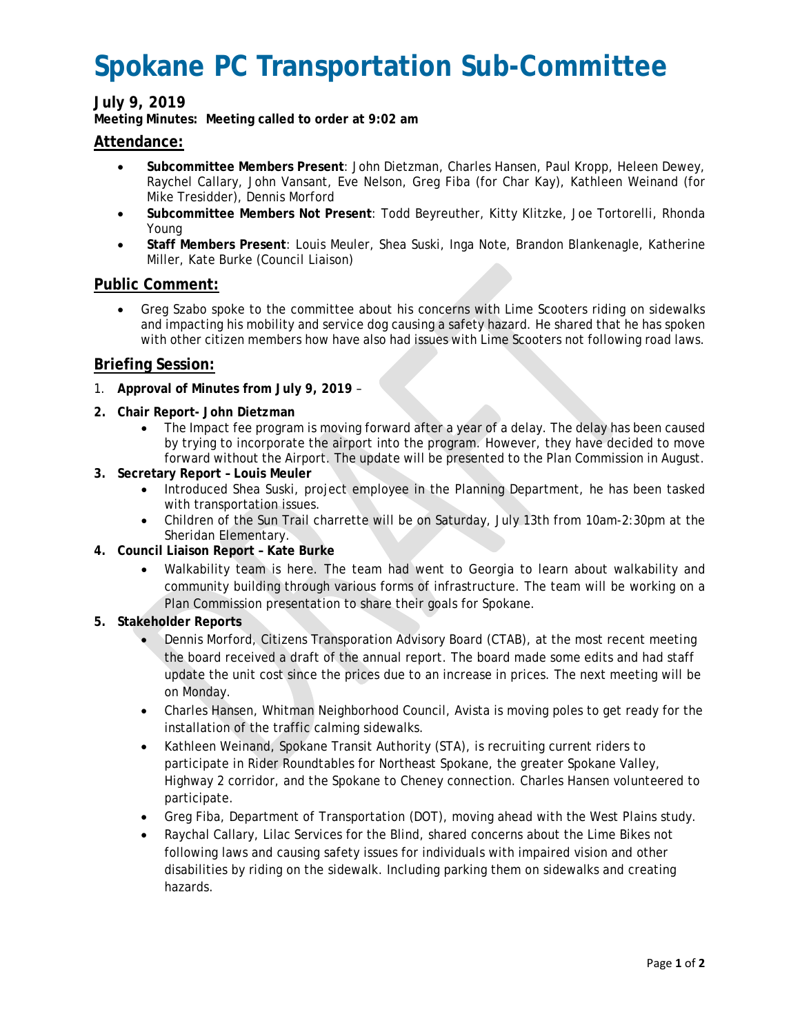# Spokane PC Transportation Sub-Committee

**July 9, 2019**

**Meeting Minutes: Meeting called to order at 9:02 am**

## Attendance:

- **Subcommittee Members Present**: John Dietzman, Charles Hansen, Paul Kropp, Heleen Dewey, Raychel Callary, John Vansant, Eve Nelson, Greg Fiba (for Char Kay), Kathleen Weinand (for Mike Tresidder), Dennis Morford
- **Subcommittee Members Not Present**: Todd Beyreuther, Kitty Klitzke, Joe Tortorelli, Rhonda Young
- **Staff Members Present**: Louis Meuler, Shea Suski, Inga Note, Brandon Blankenagle, Katherine Miller, Kate Burke (Council Liaison)

## Public Comment:

- Greg Szabo spoke to the committee about his concerns with Lime Scooters riding on sidewalks and impacting his mobility and service dog causing a safety hazard. He shared that he has spoken with other citizen members how have also had issues with Lime Scooters not following road laws.

## Briefing Session:

1. **Approval of Minutes from July 9, 2019** –
2. **Chair Report- John Dietzman**
   - The Impact fee program is moving forward after a year of a delay. The delay has been caused by trying to incorporate the airport into the program. However, they have decided to move forward without the Airport. The update will be presented to the Plan Commission in August.
3. **Secretary Report – Louis Meuler**
   - Introduced Shea Suski, project employee in the Planning Department, he has been tasked with transportation issues.
   - Children of the Sun Trail charrette will be on Saturday, July 13th from 10am-2:30pm at the Sheridan Elementary.
4. **Council Liaison Report – Kate Burke**
   - Walkability team is here. The team had went to Georgia to learn about walkability and community building through various forms of infrastructure. The team will be working on a Plan Commission presentation to share their goals for Spokane.
5. **Stakeholder Reports**
   - Dennis Morford, Citizens Transporation Advisory Board (CTAB), at the most recent meeting the board received a draft of the annual report. The board made some edits and had staff update the unit cost since the prices due to an increase in prices. The next meeting will be on Monday.
   - Charles Hansen, Whitman Neighborhood Council, Avista is moving poles to get ready for the installation of the traffic calming sidewalks.
   - Kathleen Weinand, Spokane Transit Authority (STA), is recruiting current riders to participate in Rider Roundtables for Northeast Spokane, the greater Spokane Valley, Highway 2 corridor, and the Spokane to Cheney connection. Charles Hansen volunteered to participate.
   - Greg Fiba, Department of Transportation (DOT), moving ahead with the West Plains study.
   - Raychal Callary, Lilac Services for the Blind, shared concerns about the Lime Bikes not following laws and causing safety issues for individuals with impaired vision and other disabilities by riding on the sidewalk. Including parking them on sidewalks and creating hazards.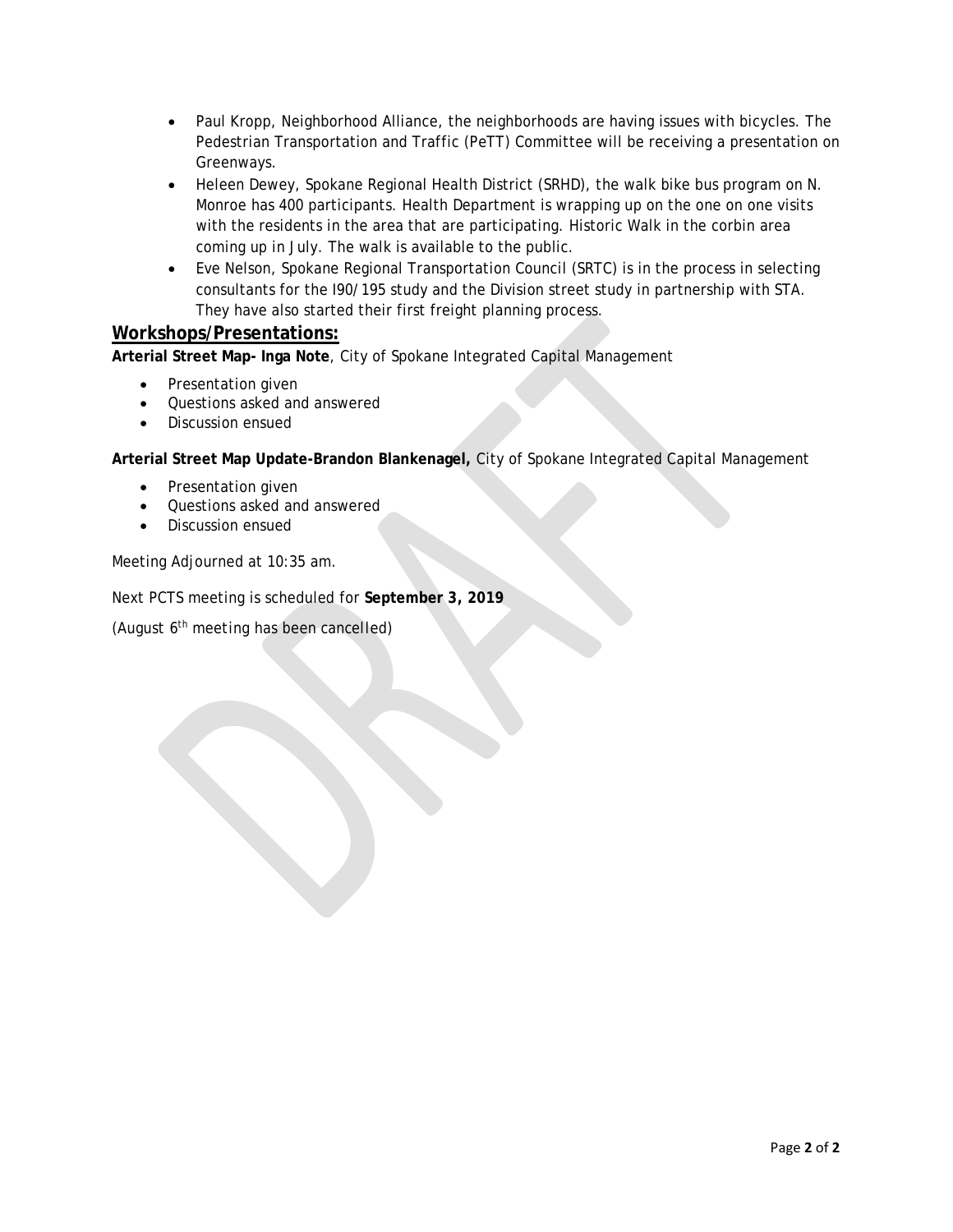- Paul Kropp, Neighborhood Alliance, the neighborhoods are having issues with bicycles. The Pedestrian Transportation and Traffic (PeTT) Committee will be receiving a presentation on Greenways.
- Heleen Dewey, Spokane Regional Health District (SRHD), the walk bike bus program on N. Monroe has 400 participants. Health Department is wrapping up on the one on one visits with the residents in the area that are participating. Historic Walk in the corbin area coming up in July. The walk is available to the public.
- Eve Nelson, Spokane Regional Transportation Council (SRTC) is in the process in selecting consultants for the I90/195 study and the Division street study in partnership with STA. They have also started their first freight planning process.

## Workshops/Presentations:

**Arterial Street Map- Inga Note**, City of Spokane Integrated Capital Management

- Presentation given
- Questions asked and answered
- Discussion ensued

**Arterial Street Map Update-Brandon Blankenagel,** City of Spokane Integrated Capital Management

- Presentation given
- Questions asked and answered
- Discussion ensued

Meeting Adjourned at 10:35 am.

Next PCTS meeting is scheduled for **September 3, 2019**

(August 6th meeting has been cancelled)